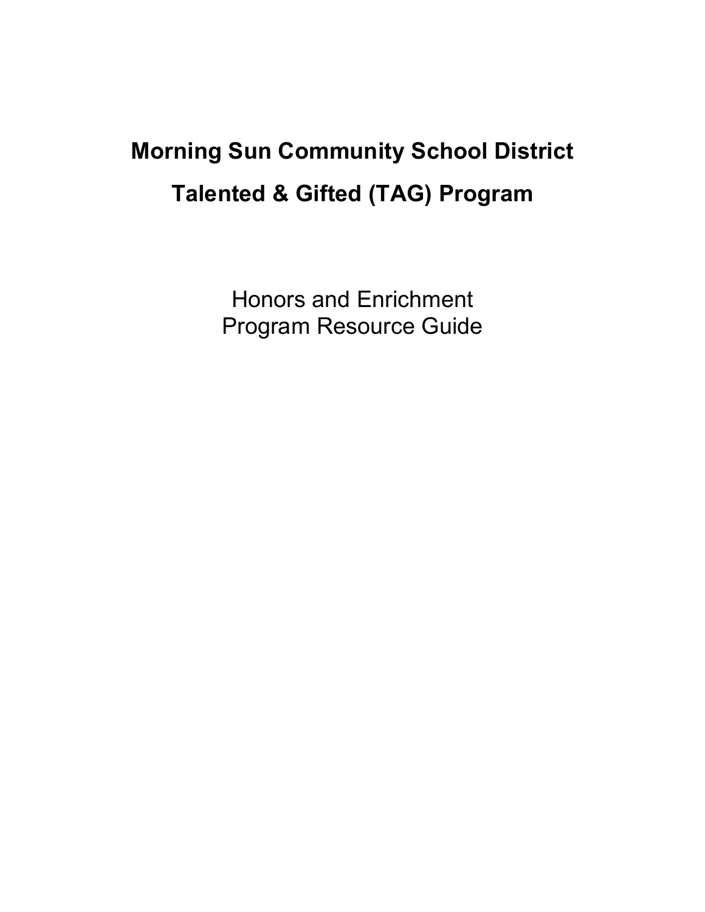# Morning Sun Community School District

# Talented & Gifted (TAG) Program

Honors and Enrichment
Program Resource Guide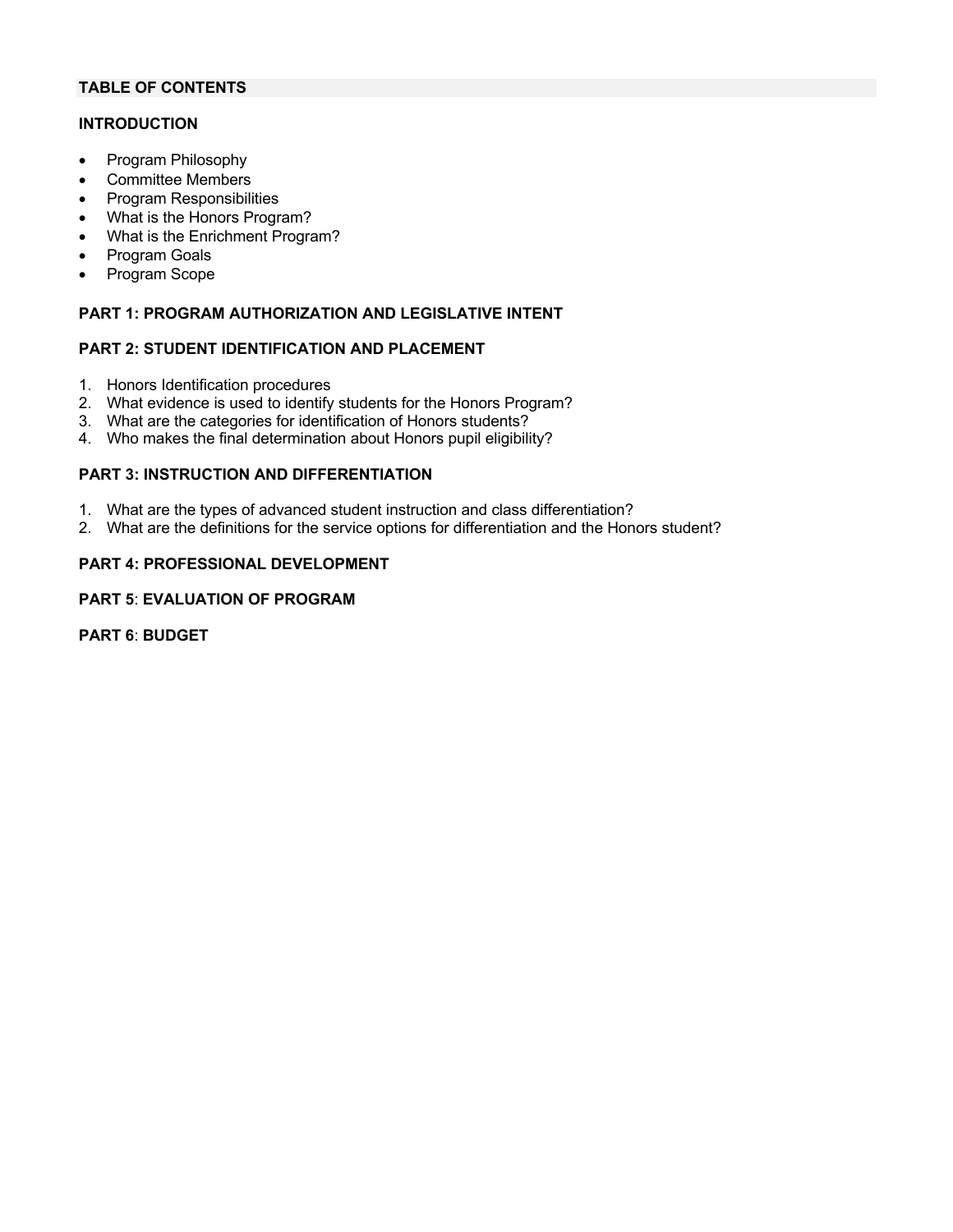## TABLE OF CONTENTS

### INTRODUCTION

- Program Philosophy
- Committee Members
- Program Responsibilities
- What is the Honors Program?
- What is the Enrichment Program?
- Program Goals
- Program Scope

### PART 1: PROGRAM AUTHORIZATION AND LEGISLATIVE INTENT

### PART 2: STUDENT IDENTIFICATION AND PLACEMENT

1. Honors Identification procedures
2. What evidence is used to identify students for the Honors Program?
3. What are the categories for identification of Honors students?
4. Who makes the final determination about Honors pupil eligibility?

### PART 3: INSTRUCTION AND DIFFERENTIATION

1. What are the types of advanced student instruction and class differentiation?
2. What are the definitions for the service options for differentiation and the Honors student?

### PART 4: PROFESSIONAL DEVELOPMENT

### PART 5: EVALUATION OF PROGRAM

### PART 6: BUDGET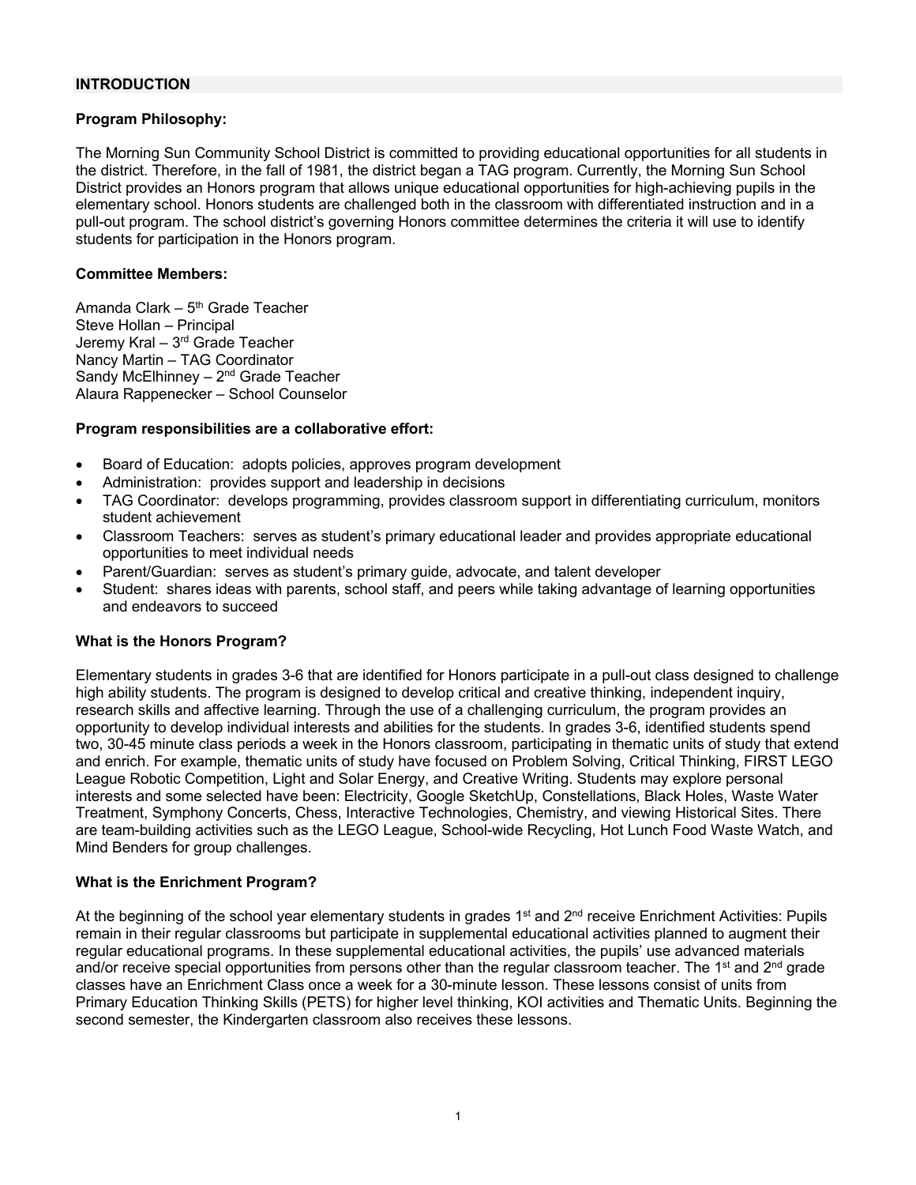## INTRODUCTION

**Program Philosophy:**

The Morning Sun Community School District is committed to providing educational opportunities for all students in the district. Therefore, in the fall of 1981, the district began a TAG program. Currently, the Morning Sun School District provides an Honors program that allows unique educational opportunities for high-achieving pupils in the elementary school. Honors students are challenged both in the classroom with differentiated instruction and in a pull-out program. The school district's governing Honors committee determines the criteria it will use to identify students for participation in the Honors program.

**Committee Members:**

Amanda Clark – 5th Grade Teacher
Steve Hollan – Principal
Jeremy Kral – 3rd Grade Teacher
Nancy Martin – TAG Coordinator
Sandy McElhinney – 2nd Grade Teacher
Alaura Rappenecker – School Counselor

**Program responsibilities are a collaborative effort:**

- Board of Education: adopts policies, approves program development
- Administration: provides support and leadership in decisions
- TAG Coordinator: develops programming, provides classroom support in differentiating curriculum, monitors student achievement
- Classroom Teachers: serves as student's primary educational leader and provides appropriate educational opportunities to meet individual needs
- Parent/Guardian: serves as student's primary guide, advocate, and talent developer
- Student: shares ideas with parents, school staff, and peers while taking advantage of learning opportunities and endeavors to succeed

**What is the Honors Program?**

Elementary students in grades 3-6 that are identified for Honors participate in a pull-out class designed to challenge high ability students. The program is designed to develop critical and creative thinking, independent inquiry, research skills and affective learning. Through the use of a challenging curriculum, the program provides an opportunity to develop individual interests and abilities for the students. In grades 3-6, identified students spend two, 30-45 minute class periods a week in the Honors classroom, participating in thematic units of study that extend and enrich. For example, thematic units of study have focused on Problem Solving, Critical Thinking, FIRST LEGO League Robotic Competition, Light and Solar Energy, and Creative Writing. Students may explore personal interests and some selected have been: Electricity, Google SketchUp, Constellations, Black Holes, Waste Water Treatment, Symphony Concerts, Chess, Interactive Technologies, Chemistry, and viewing Historical Sites. There are team-building activities such as the LEGO League, School-wide Recycling, Hot Lunch Food Waste Watch, and Mind Benders for group challenges.

**What is the Enrichment Program?**

At the beginning of the school year elementary students in grades 1st and 2nd receive Enrichment Activities: Pupils remain in their regular classrooms but participate in supplemental educational activities planned to augment their regular educational programs. In these supplemental educational activities, the pupils' use advanced materials and/or receive special opportunities from persons other than the regular classroom teacher. The 1st and 2nd grade classes have an Enrichment Class once a week for a 30-minute lesson. These lessons consist of units from Primary Education Thinking Skills (PETS) for higher level thinking, KOI activities and Thematic Units. Beginning the second semester, the Kindergarten classroom also receives these lessons.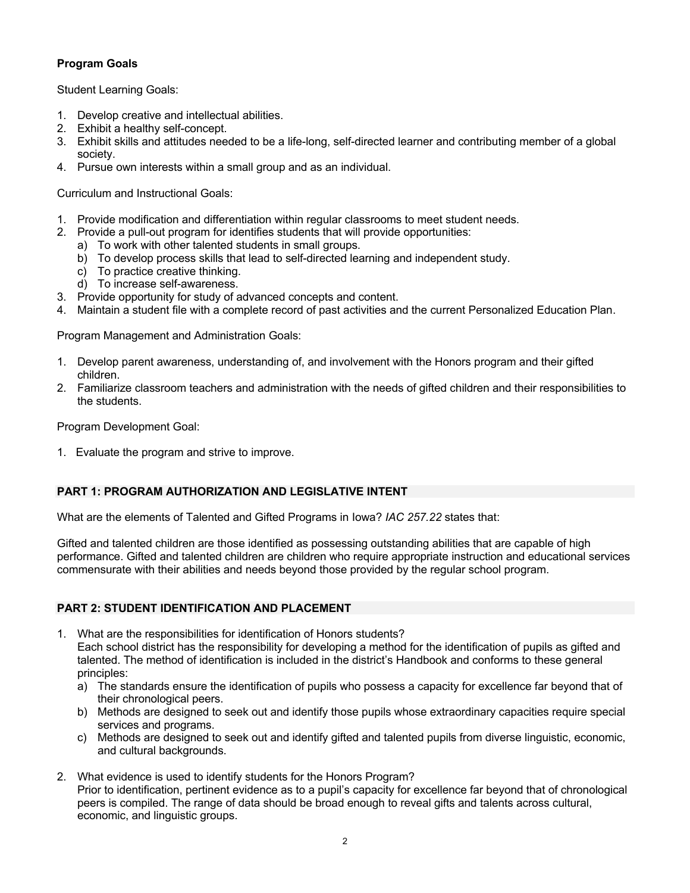**Program Goals**

Student Learning Goals:

1. Develop creative and intellectual abilities.
2. Exhibit a healthy self-concept.
3. Exhibit skills and attitudes needed to be a life-long, self-directed learner and contributing member of a global society.
4. Pursue own interests within a small group and as an individual.

Curriculum and Instructional Goals:

1. Provide modification and differentiation within regular classrooms to meet student needs.
2. Provide a pull-out program for identifies students that will provide opportunities:
   a) To work with other talented students in small groups.
   b) To develop process skills that lead to self-directed learning and independent study.
   c) To practice creative thinking.
   d) To increase self-awareness.
3. Provide opportunity for study of advanced concepts and content.
4. Maintain a student file with a complete record of past activities and the current Personalized Education Plan.

Program Management and Administration Goals:

1. Develop parent awareness, understanding of, and involvement with the Honors program and their gifted children.
2. Familiarize classroom teachers and administration with the needs of gifted children and their responsibilities to the students.

Program Development Goal:

1. Evaluate the program and strive to improve.

## PART 1: PROGRAM AUTHORIZATION AND LEGISLATIVE INTENT

What are the elements of Talented and Gifted Programs in Iowa? *IAC 257.22* states that:

Gifted and talented children are those identified as possessing outstanding abilities that are capable of high performance. Gifted and talented children are children who require appropriate instruction and educational services commensurate with their abilities and needs beyond those provided by the regular school program.

## PART 2: STUDENT IDENTIFICATION AND PLACEMENT

1. What are the responsibilities for identification of Honors students?
   Each school district has the responsibility for developing a method for the identification of pupils as gifted and talented. The method of identification is included in the district's Handbook and conforms to these general principles:
   a) The standards ensure the identification of pupils who possess a capacity for excellence far beyond that of their chronological peers.
   b) Methods are designed to seek out and identify those pupils whose extraordinary capacities require special services and programs.
   c) Methods are designed to seek out and identify gifted and talented pupils from diverse linguistic, economic, and cultural backgrounds.

2. What evidence is used to identify students for the Honors Program?
   Prior to identification, pertinent evidence as to a pupil's capacity for excellence far beyond that of chronological peers is compiled. The range of data should be broad enough to reveal gifts and talents across cultural, economic, and linguistic groups.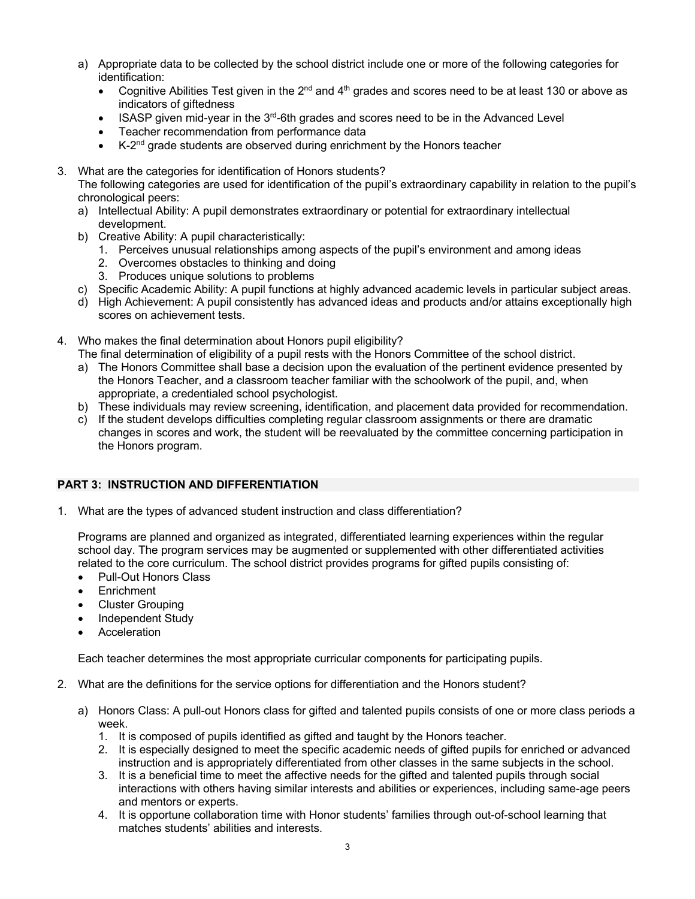a) Appropriate data to be collected by the school district include one or more of the following categories for identification:
   - Cognitive Abilities Test given in the 2nd and 4th grades and scores need to be at least 130 or above as indicators of giftedness
   - ISASP given mid-year in the 3rd-6th grades and scores need to be in the Advanced Level
   - Teacher recommendation from performance data
   - K-2nd grade students are observed during enrichment by the Honors teacher

3. What are the categories for identification of Honors students?
   The following categories are used for identification of the pupil's extraordinary capability in relation to the pupil's chronological peers:
   a) Intellectual Ability: A pupil demonstrates extraordinary or potential for extraordinary intellectual development.
   b) Creative Ability: A pupil characteristically:
      1. Perceives unusual relationships among aspects of the pupil's environment and among ideas
      2. Overcomes obstacles to thinking and doing
      3. Produces unique solutions to problems
   c) Specific Academic Ability: A pupil functions at highly advanced academic levels in particular subject areas.
   d) High Achievement: A pupil consistently has advanced ideas and products and/or attains exceptionally high scores on achievement tests.

4. Who makes the final determination about Honors pupil eligibility?
   The final determination of eligibility of a pupil rests with the Honors Committee of the school district.
   a) The Honors Committee shall base a decision upon the evaluation of the pertinent evidence presented by the Honors Teacher, and a classroom teacher familiar with the schoolwork of the pupil, and, when appropriate, a credentialed school psychologist.
   b) These individuals may review screening, identification, and placement data provided for recommendation.
   c) If the student develops difficulties completing regular classroom assignments or there are dramatic changes in scores and work, the student will be reevaluated by the committee concerning participation in the Honors program.

## PART 3: INSTRUCTION AND DIFFERENTIATION

1. What are the types of advanced student instruction and class differentiation?

   Programs are planned and organized as integrated, differentiated learning experiences within the regular school day. The program services may be augmented or supplemented with other differentiated activities related to the core curriculum. The school district provides programs for gifted pupils consisting of:
   - Pull-Out Honors Class
   - Enrichment
   - Cluster Grouping
   - Independent Study
   - Acceleration

   Each teacher determines the most appropriate curricular components for participating pupils.

2. What are the definitions for the service options for differentiation and the Honors student?

   a) Honors Class: A pull-out Honors class for gifted and talented pupils consists of one or more class periods a week.
      1. It is composed of pupils identified as gifted and taught by the Honors teacher.
      2. It is especially designed to meet the specific academic needs of gifted pupils for enriched or advanced instruction and is appropriately differentiated from other classes in the same subjects in the school.
      3. It is a beneficial time to meet the affective needs for the gifted and talented pupils through social interactions with others having similar interests and abilities or experiences, including same-age peers and mentors or experts.
      4. It is opportune collaboration time with Honor students' families through out-of-school learning that matches students' abilities and interests.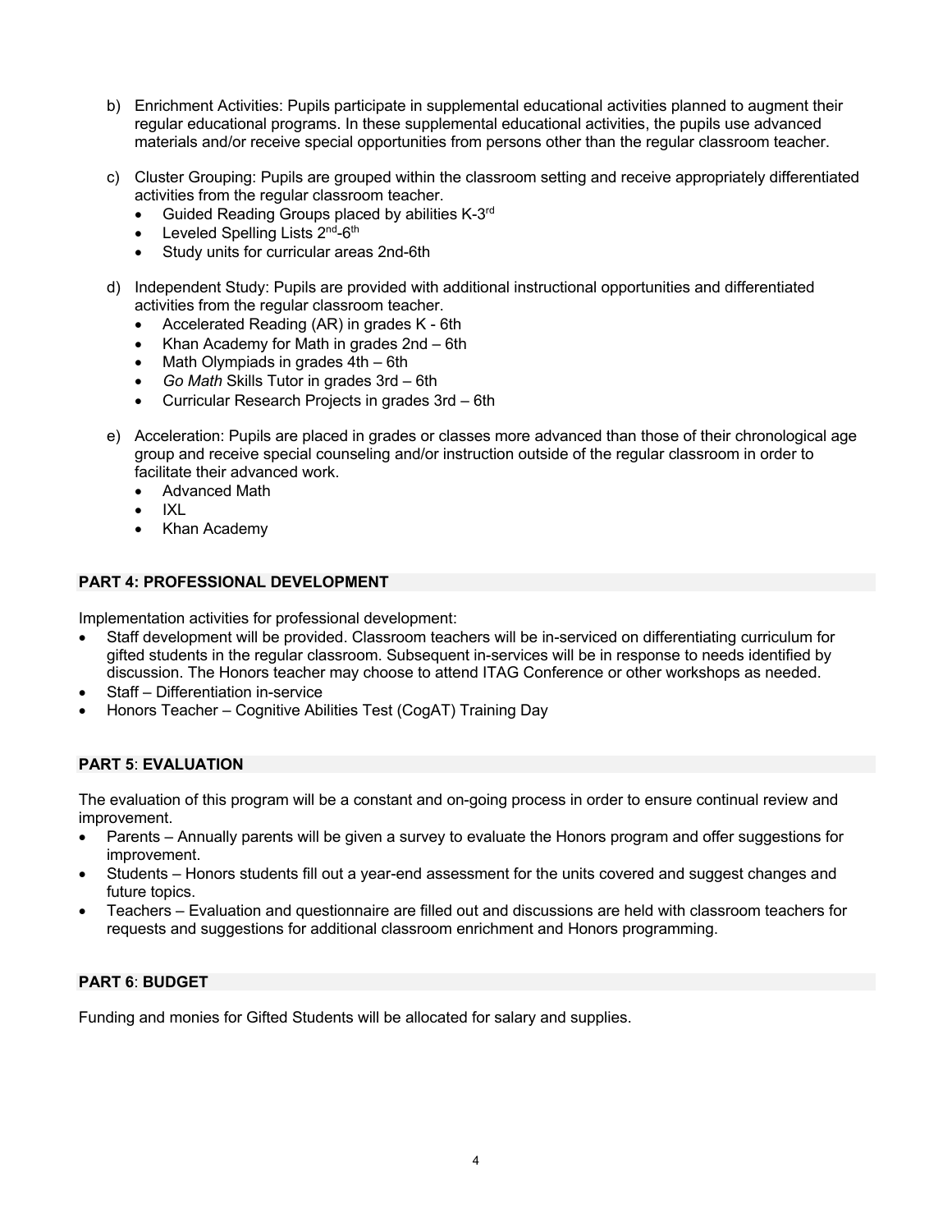b) Enrichment Activities: Pupils participate in supplemental educational activities planned to augment their regular educational programs. In these supplemental educational activities, the pupils use advanced materials and/or receive special opportunities from persons other than the regular classroom teacher.

c) Cluster Grouping: Pupils are grouped within the classroom setting and receive appropriately differentiated activities from the regular classroom teacher.
   - Guided Reading Groups placed by abilities K-3rd
   - Leveled Spelling Lists 2nd-6th
   - Study units for curricular areas 2nd-6th

d) Independent Study: Pupils are provided with additional instructional opportunities and differentiated activities from the regular classroom teacher.
   - Accelerated Reading (AR) in grades K - 6th
   - Khan Academy for Math in grades 2nd – 6th
   - Math Olympiads in grades 4th – 6th
   - *Go Math* Skills Tutor in grades 3rd – 6th
   - Curricular Research Projects in grades 3rd – 6th

e) Acceleration: Pupils are placed in grades or classes more advanced than those of their chronological age group and receive special counseling and/or instruction outside of the regular classroom in order to facilitate their advanced work.
   - Advanced Math
   - IXL
   - Khan Academy

## PART 4: PROFESSIONAL DEVELOPMENT

Implementation activities for professional development:

- Staff development will be provided. Classroom teachers will be in-serviced on differentiating curriculum for gifted students in the regular classroom. Subsequent in-services will be in response to needs identified by discussion. The Honors teacher may choose to attend ITAG Conference or other workshops as needed.
- Staff – Differentiation in-service
- Honors Teacher – Cognitive Abilities Test (CogAT) Training Day

## PART 5: EVALUATION

The evaluation of this program will be a constant and on-going process in order to ensure continual review and improvement.

- Parents – Annually parents will be given a survey to evaluate the Honors program and offer suggestions for improvement.
- Students – Honors students fill out a year-end assessment for the units covered and suggest changes and future topics.
- Teachers – Evaluation and questionnaire are filled out and discussions are held with classroom teachers for requests and suggestions for additional classroom enrichment and Honors programming.

## PART 6: BUDGET

Funding and monies for Gifted Students will be allocated for salary and supplies.